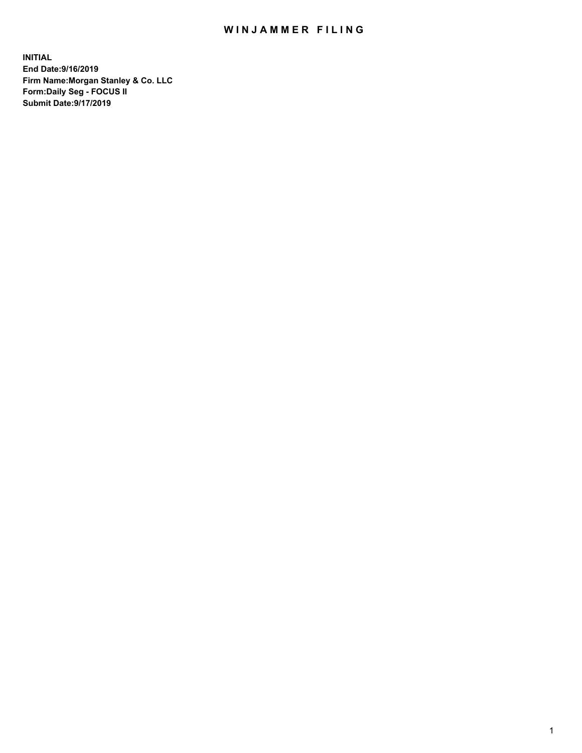# WINJAMMER FILING

**INITIAL**
**End Date:9/16/2019**
**Firm Name:Morgan Stanley & Co. LLC**
**Form:Daily Seg - FOCUS II**
**Submit Date:9/17/2019**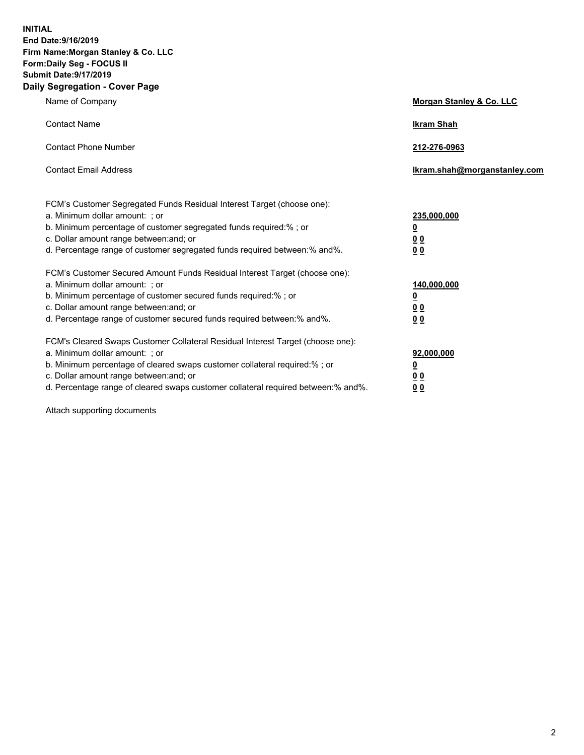**INITIAL**
**End Date:9/16/2019**
**Firm Name:Morgan Stanley & Co. LLC**
**Form:Daily Seg - FOCUS II**
**Submit Date:9/17/2019**

## Daily Segregation - Cover Page

| | |
|---|---|
| Name of Company | **Morgan Stanley & Co. LLC** |
| Contact Name | **Ikram Shah** |
| Contact Phone Number | **212-276-0963** |
| Contact Email Address | **Ikram.shah@morganstanley.com** |

| | |
|---|---|
| FCM's Customer Segregated Funds Residual Interest Target (choose one): | |
| a. Minimum dollar amount: ; or | **235,000,000** |
| b. Minimum percentage of customer segregated funds required:% ; or | **0** |
| c. Dollar amount range between:and; or | **0 0** |
| d. Percentage range of customer segregated funds required between:% and%. | **0 0** |
| FCM's Customer Secured Amount Funds Residual Interest Target (choose one): | |
| a. Minimum dollar amount: ; or | **140,000,000** |
| b. Minimum percentage of customer secured funds required:% ; or | **0** |
| c. Dollar amount range between:and; or | **0 0** |
| d. Percentage range of customer secured funds required between:% and%. | **0 0** |
| FCM's Cleared Swaps Customer Collateral Residual Interest Target (choose one): | |
| a. Minimum dollar amount: ; or | **92,000,000** |
| b. Minimum percentage of cleared swaps customer collateral required:% ; or | **0** |
| c. Dollar amount range between:and; or | **0 0** |
| d. Percentage range of cleared swaps customer collateral required between:% and%. | **0 0** |

Attach supporting documents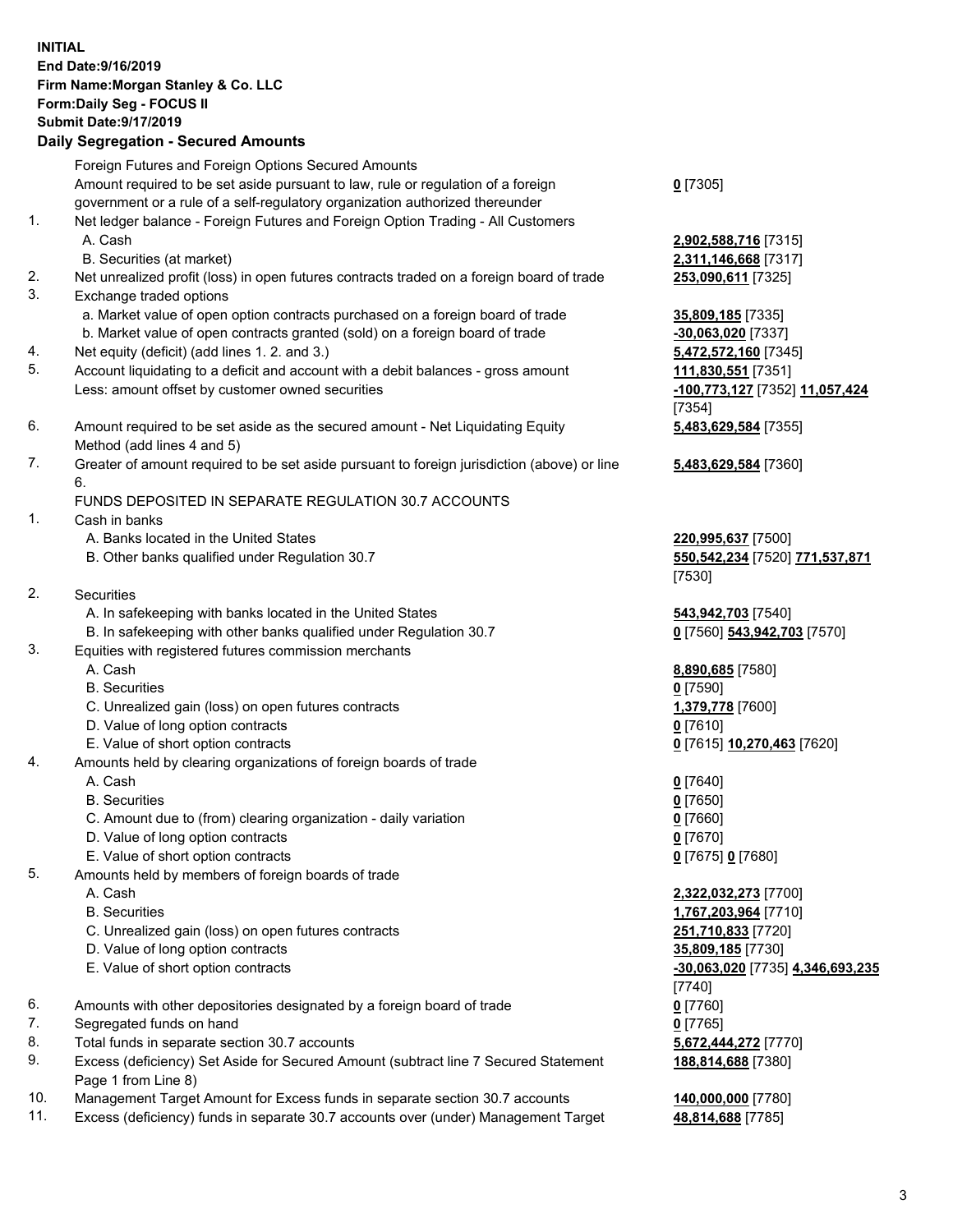**INITIAL**
**End Date:9/16/2019**
**Firm Name:Morgan Stanley & Co. LLC**
**Form:Daily Seg - FOCUS II**
**Submit Date:9/17/2019**
**Daily Segregation - Secured Amounts**

| | | |
|---|---|---|
| | Foreign Futures and Foreign Options Secured Amounts | |
| | Amount required to be set aside pursuant to law, rule or regulation of a foreign government or a rule of a self-regulatory organization authorized thereunder | **0** [7305] |
| 1. | Net ledger balance - Foreign Futures and Foreign Option Trading - All Customers | |
| | A. Cash | **2,902,588,716** [7315] |
| | B. Securities (at market) | **2,311,146,668** [7317] |
| 2. | Net unrealized profit (loss) in open futures contracts traded on a foreign board of trade | **253,090,611** [7325] |
| 3. | Exchange traded options | |
| | a. Market value of open option contracts purchased on a foreign board of trade | **35,809,185** [7335] |
| | b. Market value of open contracts granted (sold) on a foreign board of trade | **-30,063,020** [7337] |
| 4. | Net equity (deficit) (add lines 1. 2. and 3.) | **5,472,572,160** [7345] |
| 5. | Account liquidating to a deficit and account with a debit balances - gross amount | **111,830,551** [7351] |
| | Less: amount offset by customer owned securities | **-100,773,127** [7352] **11,057,424** [7354] |
| 6. | Amount required to be set aside as the secured amount - Net Liquidating Equity Method (add lines 4 and 5) | **5,483,629,584** [7355] |
| 7. | Greater of amount required to be set aside pursuant to foreign jurisdiction (above) or line 6. | **5,483,629,584** [7360] |
| | FUNDS DEPOSITED IN SEPARATE REGULATION 30.7 ACCOUNTS | |
| 1. | Cash in banks | |
| | A. Banks located in the United States | **220,995,637** [7500] |
| | B. Other banks qualified under Regulation 30.7 | **550,542,234** [7520] **771,537,871** [7530] |
| 2. | Securities | |
| | A. In safekeeping with banks located in the United States | **543,942,703** [7540] |
| | B. In safekeeping with other banks qualified under Regulation 30.7 | **0** [7560] **543,942,703** [7570] |
| 3. | Equities with registered futures commission merchants | |
| | A. Cash | **8,890,685** [7580] |
| | B. Securities | **0** [7590] |
| | C. Unrealized gain (loss) on open futures contracts | **1,379,778** [7600] |
| | D. Value of long option contracts | **0** [7610] |
| | E. Value of short option contracts | **0** [7615] **10,270,463** [7620] |
| 4. | Amounts held by clearing organizations of foreign boards of trade | |
| | A. Cash | **0** [7640] |
| | B. Securities | **0** [7650] |
| | C. Amount due to (from) clearing organization - daily variation | **0** [7660] |
| | D. Value of long option contracts | **0** [7670] |
| | E. Value of short option contracts | **0** [7675] **0** [7680] |
| 5. | Amounts held by members of foreign boards of trade | |
| | A. Cash | **2,322,032,273** [7700] |
| | B. Securities | **1,767,203,964** [7710] |
| | C. Unrealized gain (loss) on open futures contracts | **251,710,833** [7720] |
| | D. Value of long option contracts | **35,809,185** [7730] |
| | E. Value of short option contracts | **-30,063,020** [7735] **4,346,693,235** [7740] |
| 6. | Amounts with other depositories designated by a foreign board of trade | **0** [7760] |
| 7. | Segregated funds on hand | **0** [7765] |
| 8. | Total funds in separate section 30.7 accounts | **5,672,444,272** [7770] |
| 9. | Excess (deficiency) Set Aside for Secured Amount (subtract line 7 Secured Statement Page 1 from Line 8) | **188,814,688** [7380] |
| 10. | Management Target Amount for Excess funds in separate section 30.7 accounts | **140,000,000** [7780] |
| 11. | Excess (deficiency) funds in separate 30.7 accounts over (under) Management Target | **48,814,688** [7785] |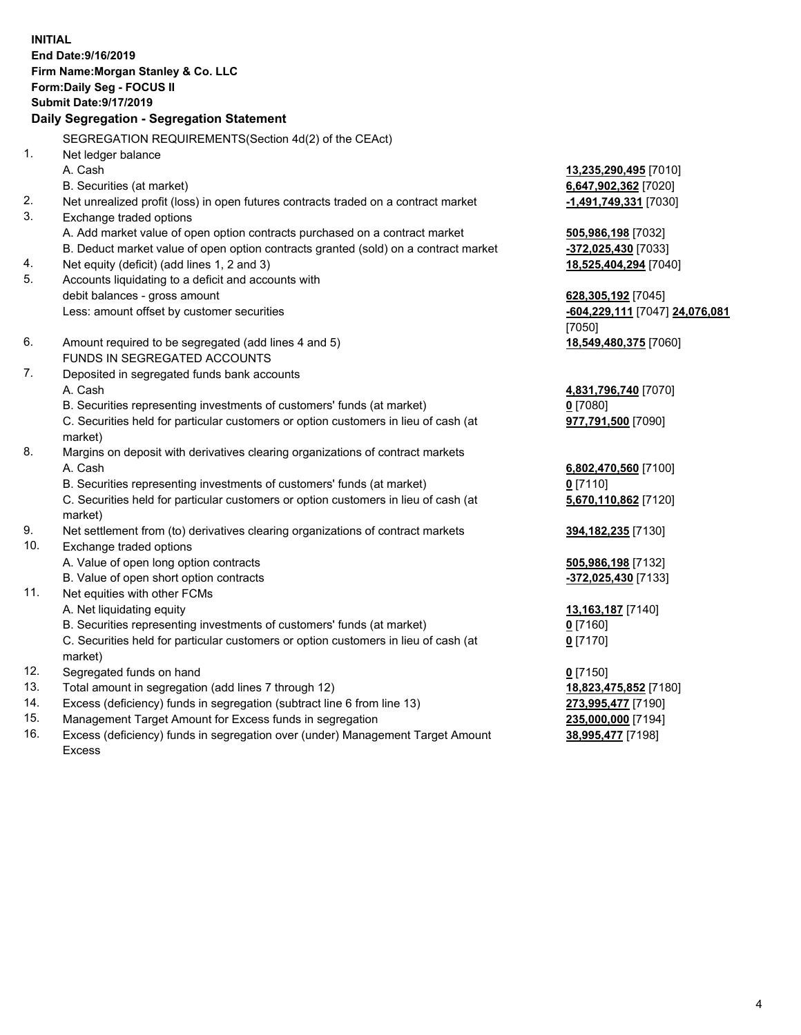**INITIAL**
**End Date:9/16/2019**
**Firm Name:Morgan Stanley & Co. LLC**
**Form:Daily Seg - FOCUS II**
**Submit Date:9/17/2019**

**Daily Segregation - Segregation Statement**

SEGREGATION REQUIREMENTS(Section 4d(2) of the CEAct)

| | | |
|---|---|---|
| 1. | Net ledger balance | |
| | A. Cash | **13,235,290,495** [7010] |
| | B. Securities (at market) | **6,647,902,362** [7020] |
| 2. | Net unrealized profit (loss) in open futures contracts traded on a contract market | **-1,491,749,331** [7030] |
| 3. | Exchange traded options | |
| | A. Add market value of open option contracts purchased on a contract market | **505,986,198** [7032] |
| | B. Deduct market value of open option contracts granted (sold) on a contract market | **-372,025,430** [7033] |
| 4. | Net equity (deficit) (add lines 1, 2 and 3) | **18,525,404,294** [7040] |
| 5. | Accounts liquidating to a deficit and accounts with debit balances - gross amount | **628,305,192** [7045] |
| | Less: amount offset by customer securities | **-604,229,111** [7047] **24,076,081** [7050] |
| 6. | Amount required to be segregated (add lines 4 and 5) | **18,549,480,375** [7060] |
| | FUNDS IN SEGREGATED ACCOUNTS | |
| 7. | Deposited in segregated funds bank accounts | |
| | A. Cash | **4,831,796,740** [7070] |
| | B. Securities representing investments of customers' funds (at market) | **0** [7080] |
| | C. Securities held for particular customers or option customers in lieu of cash (at market) | **977,791,500** [7090] |
| 8. | Margins on deposit with derivatives clearing organizations of contract markets | |
| | A. Cash | **6,802,470,560** [7100] |
| | B. Securities representing investments of customers' funds (at market) | **0** [7110] |
| | C. Securities held for particular customers or option customers in lieu of cash (at market) | **5,670,110,862** [7120] |
| 9. | Net settlement from (to) derivatives clearing organizations of contract markets | **394,182,235** [7130] |
| 10. | Exchange traded options | |
| | A. Value of open long option contracts | **505,986,198** [7132] |
| | B. Value of open short option contracts | **-372,025,430** [7133] |
| 11. | Net equities with other FCMs | |
| | A. Net liquidating equity | **13,163,187** [7140] |
| | B. Securities representing investments of customers' funds (at market) | **0** [7160] |
| | C. Securities held for particular customers or option customers in lieu of cash (at market) | **0** [7170] |
| 12. | Segregated funds on hand | **0** [7150] |
| 13. | Total amount in segregation (add lines 7 through 12) | **18,823,475,852** [7180] |
| 14. | Excess (deficiency) funds in segregation (subtract line 6 from line 13) | **273,995,477** [7190] |
| 15. | Management Target Amount for Excess funds in segregation | **235,000,000** [7194] |
| 16. | Excess (deficiency) funds in segregation over (under) Management Target Amount Excess | **38,995,477** [7198] |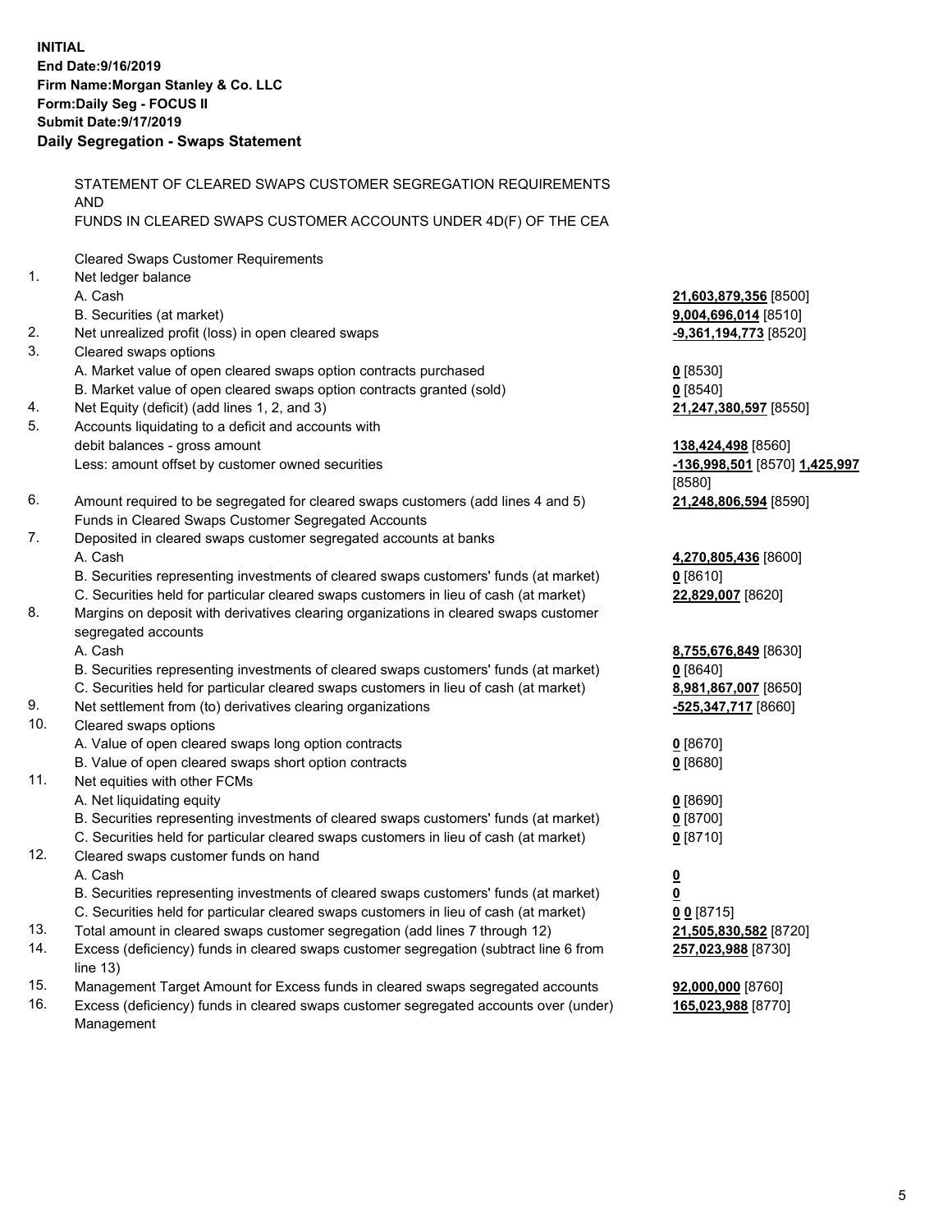**INITIAL**
**End Date:9/16/2019**
**Firm Name:Morgan Stanley & Co. LLC**
**Form:Daily Seg - FOCUS II**
**Submit Date:9/17/2019**
**Daily Segregation - Swaps Statement**

STATEMENT OF CLEARED SWAPS CUSTOMER SEGREGATION REQUIREMENTS AND FUNDS IN CLEARED SWAPS CUSTOMER ACCOUNTS UNDER 4D(F) OF THE CEA

| | | |
|---|---|---|
| | Cleared Swaps Customer Requirements | |
| 1. | Net ledger balance | |
| | A. Cash | **21,603,879,356** [8500] |
| | B. Securities (at market) | **9,004,696,014** [8510] |
| 2. | Net unrealized profit (loss) in open cleared swaps | **-9,361,194,773** [8520] |
| 3. | Cleared swaps options | |
| | A. Market value of open cleared swaps option contracts purchased | **0** [8530] |
| | B. Market value of open cleared swaps option contracts granted (sold) | **0** [8540] |
| 4. | Net Equity (deficit) (add lines 1, 2, and 3) | **21,247,380,597** [8550] |
| 5. | Accounts liquidating to a deficit and accounts with debit balances - gross amount | **138,424,498** [8560] |
| | Less: amount offset by customer owned securities | **-136,998,501** [8570] **1,425,997** [8580] |
| 6. | Amount required to be segregated for cleared swaps customers (add lines 4 and 5) | **21,248,806,594** [8590] |
| | Funds in Cleared Swaps Customer Segregated Accounts | |
| 7. | Deposited in cleared swaps customer segregated accounts at banks | |
| | A. Cash | **4,270,805,436** [8600] |
| | B. Securities representing investments of cleared swaps customers' funds (at market) | **0** [8610] |
| | C. Securities held for particular cleared swaps customers in lieu of cash (at market) | **22,829,007** [8620] |
| 8. | Margins on deposit with derivatives clearing organizations in cleared swaps customer segregated accounts | |
| | A. Cash | **8,755,676,849** [8630] |
| | B. Securities representing investments of cleared swaps customers' funds (at market) | **0** [8640] |
| | C. Securities held for particular cleared swaps customers in lieu of cash (at market) | **8,981,867,007** [8650] |
| 9. | Net settlement from (to) derivatives clearing organizations | **-525,347,717** [8660] |
| 10. | Cleared swaps options | |
| | A. Value of open cleared swaps long option contracts | **0** [8670] |
| | B. Value of open cleared swaps short option contracts | **0** [8680] |
| 11. | Net equities with other FCMs | |
| | A. Net liquidating equity | **0** [8690] |
| | B. Securities representing investments of cleared swaps customers' funds (at market) | **0** [8700] |
| | C. Securities held for particular cleared swaps customers in lieu of cash (at market) | **0** [8710] |
| 12. | Cleared swaps customer funds on hand | |
| | A. Cash | **0** |
| | B. Securities representing investments of cleared swaps customers' funds (at market) | **0** |
| | C. Securities held for particular cleared swaps customers in lieu of cash (at market) | **0** **0** [8715] |
| 13. | Total amount in cleared swaps customer segregation (add lines 7 through 12) | **21,505,830,582** [8720] |
| 14. | Excess (deficiency) funds in cleared swaps customer segregation (subtract line 6 from line 13) | **257,023,988** [8730] |
| 15. | Management Target Amount for Excess funds in cleared swaps segregated accounts | **92,000,000** [8760] |
| 16. | Excess (deficiency) funds in cleared swaps customer segregated accounts over (under) Management | **165,023,988** [8770] |